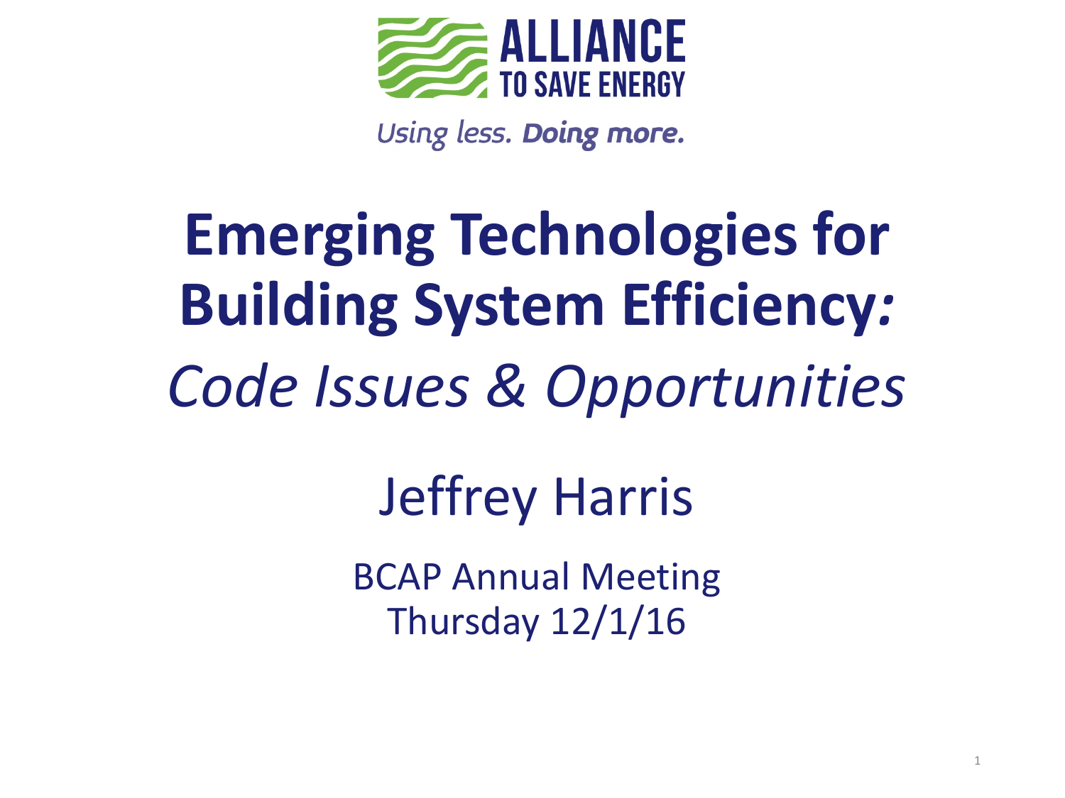ALLIANCE TO SAVE ENERGY

*Using less. Doing more.*

# Emerging Technologies for Building System Efficiency:

## *Code Issues & Opportunities*

Jeffrey Harris

BCAP Annual Meeting
Thursday 12/1/16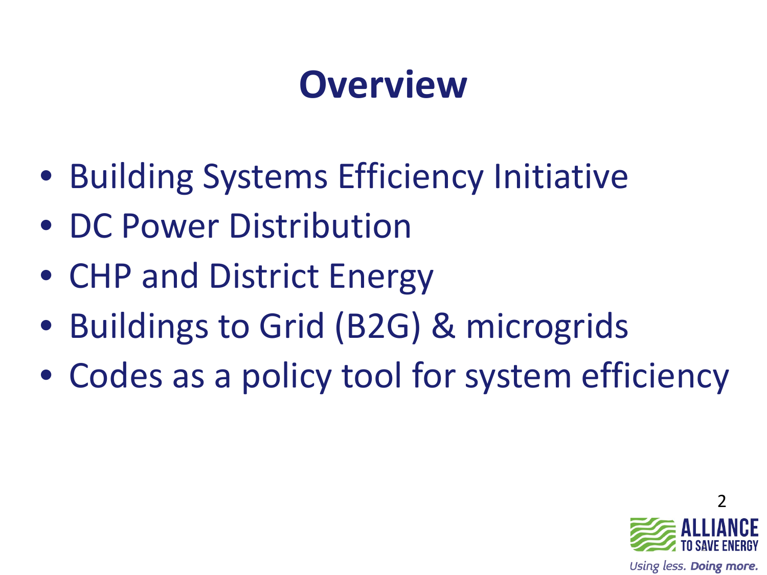# Overview

- Building Systems Efficiency Initiative
- DC Power Distribution
- CHP and District Energy
- Buildings to Grid (B2G) & microgrids
- Codes as a policy tool for system efficiency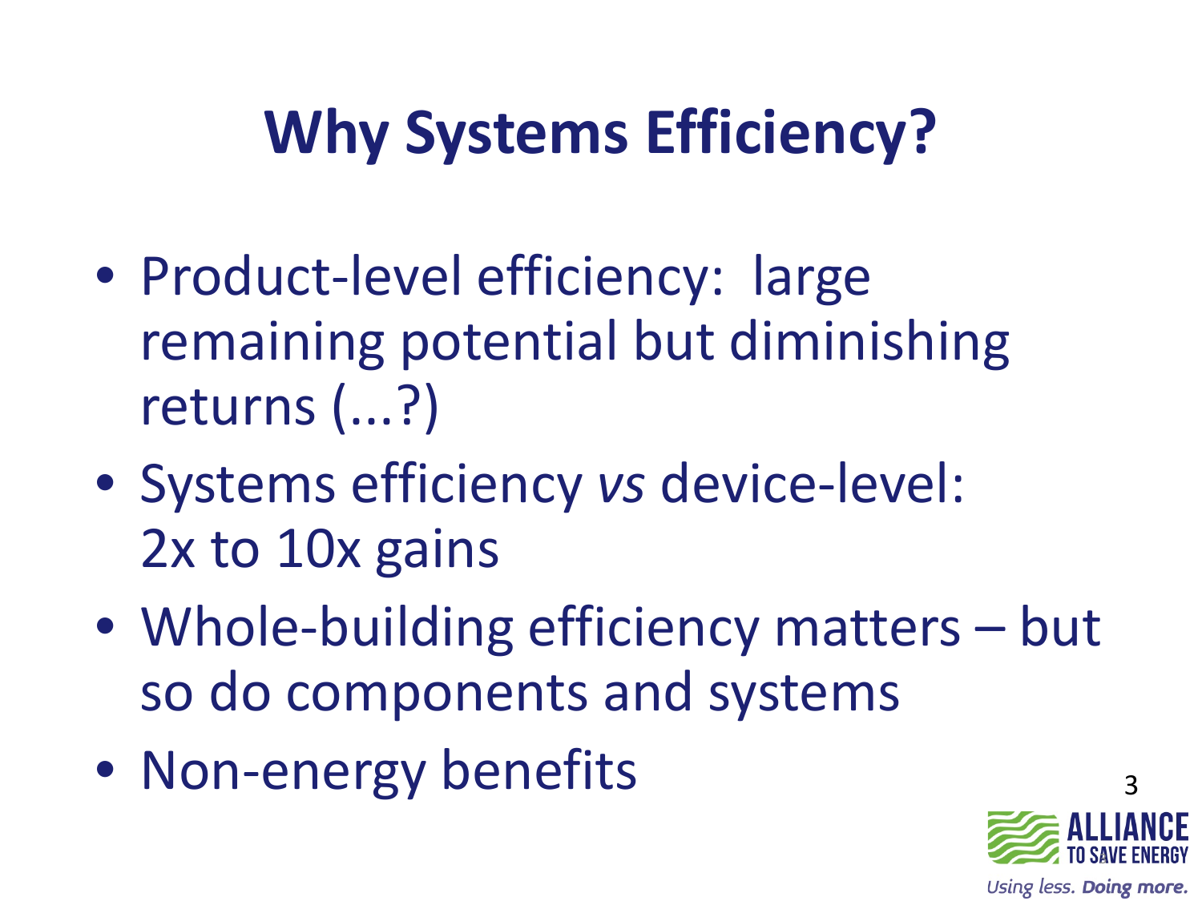# Why Systems Efficiency?

- Product-level efficiency: large remaining potential but diminishing returns (...?)
- Systems efficiency *vs* device-level: 2x to 10x gains
- Whole-building efficiency matters – but so do components and systems
- Non-energy benefits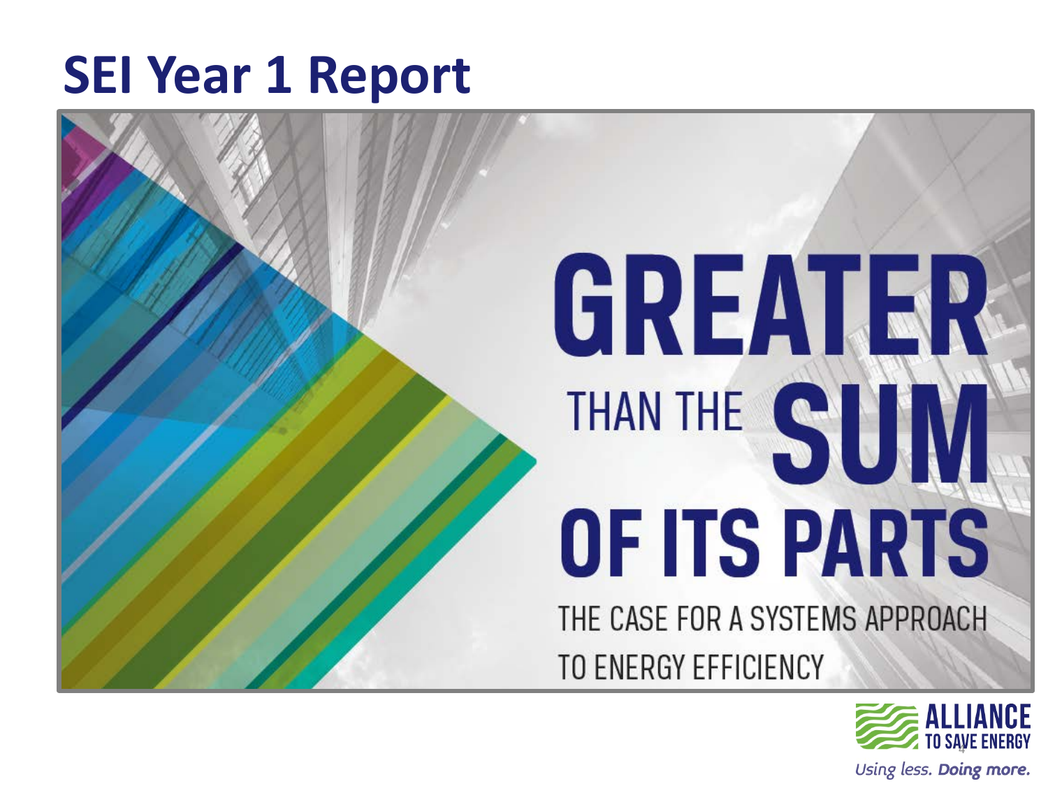# SEI Year 1 Report

# GREATER THAN THE SUM OF ITS PARTS

THE CASE FOR A SYSTEMS APPROACH TO ENERGY EFFICIENCY

ALLIANCE TO SAVE ENERGY

*Using less. **Doing more.***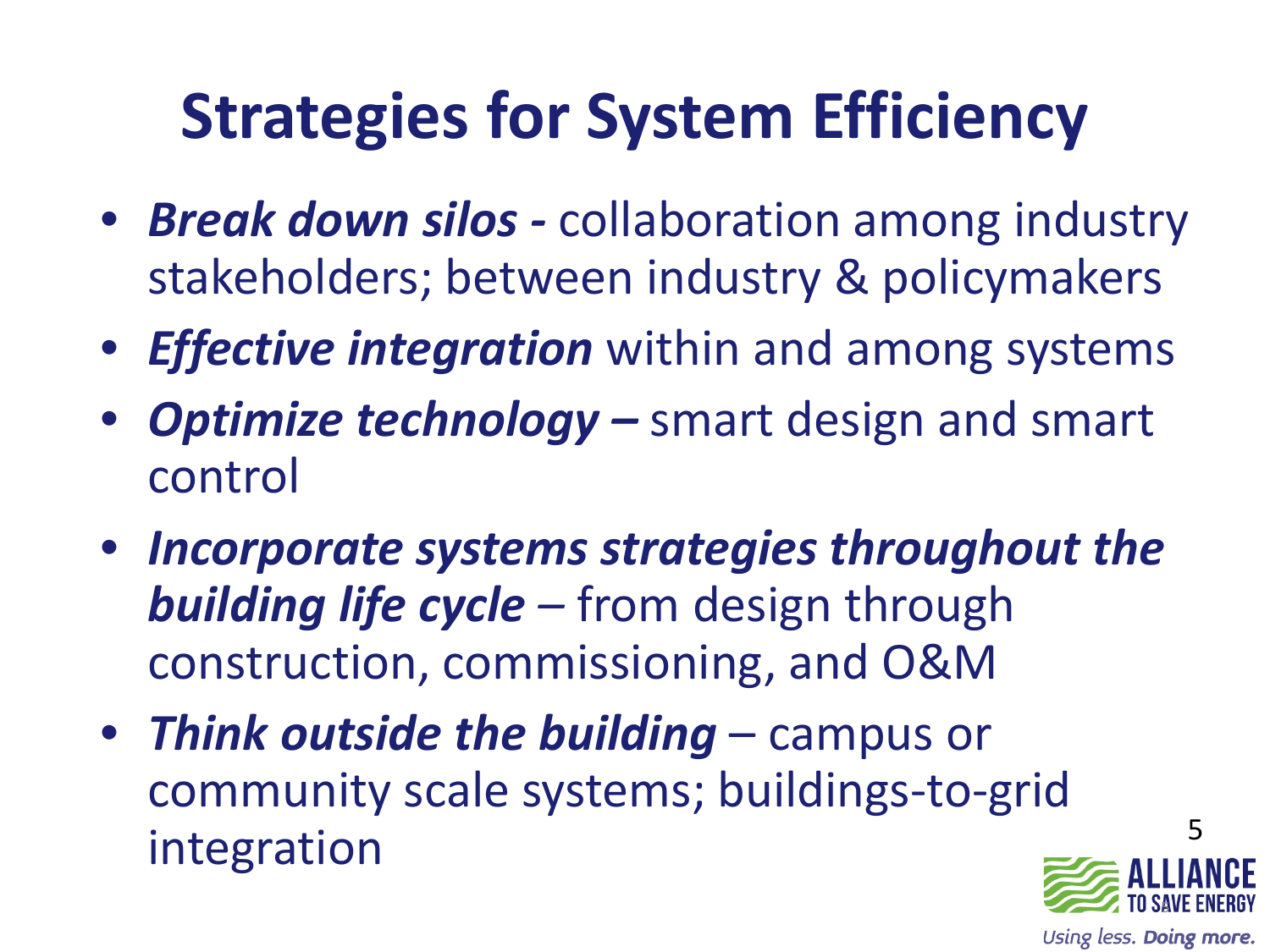# Strategies for System Efficiency

- ***Break down silos -*** collaboration among industry stakeholders; between industry & policymakers
- ***Effective integration*** within and among systems
- ***Optimize technology –*** smart design and smart control
- ***Incorporate systems strategies throughout the building life cycle*** – from design through construction, commissioning, and O&M
- ***Think outside the building*** – campus or community scale systems; buildings-to-grid integration

ALLIANCE TO SAVE ENERGY

*Using less.* ***Doing more.***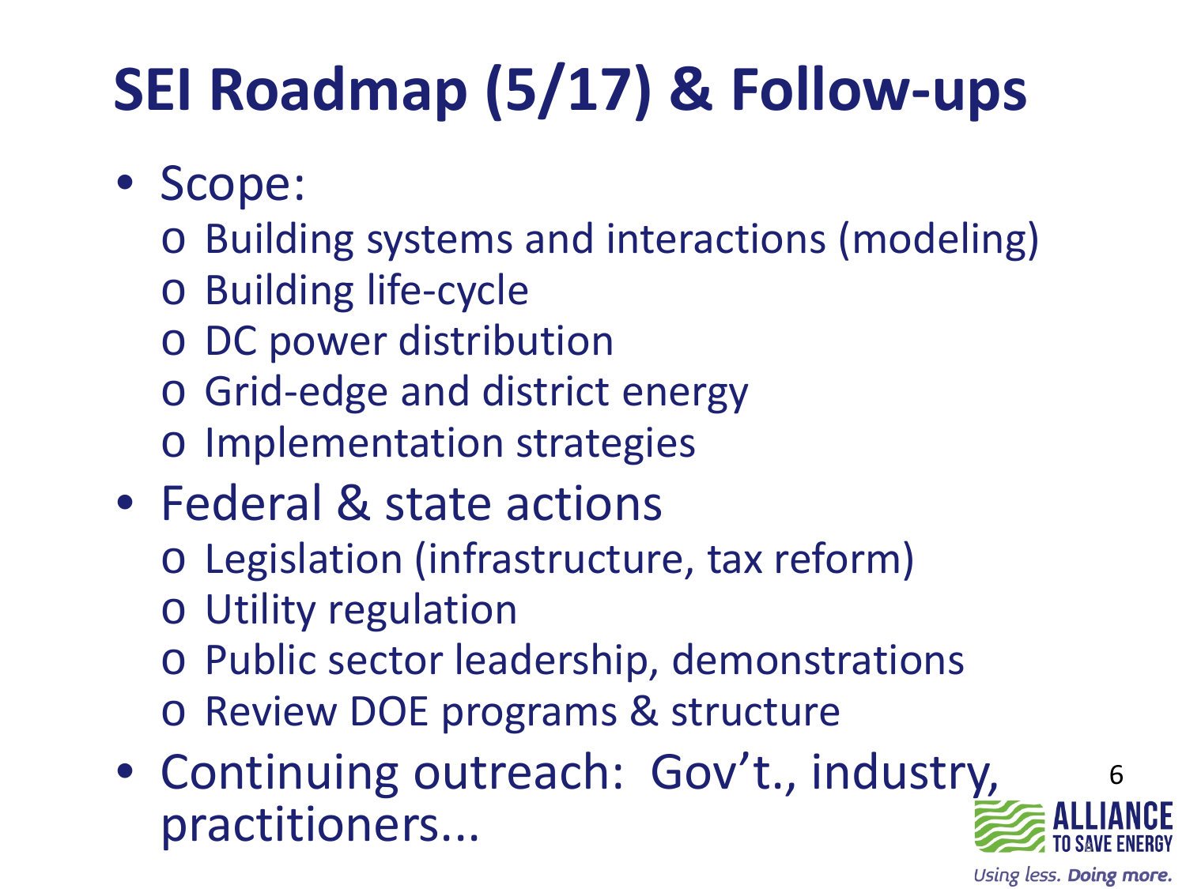# SEI Roadmap (5/17) & Follow-ups

- Scope:
  - Building systems and interactions (modeling)
  - Building life-cycle
  - DC power distribution
  - Grid-edge and district energy
  - Implementation strategies
- Federal & state actions
  - Legislation (infrastructure, tax reform)
  - Utility regulation
  - Public sector leadership, demonstrations
  - Review DOE programs & structure
- Continuing outreach: Gov't., industry, practitioners...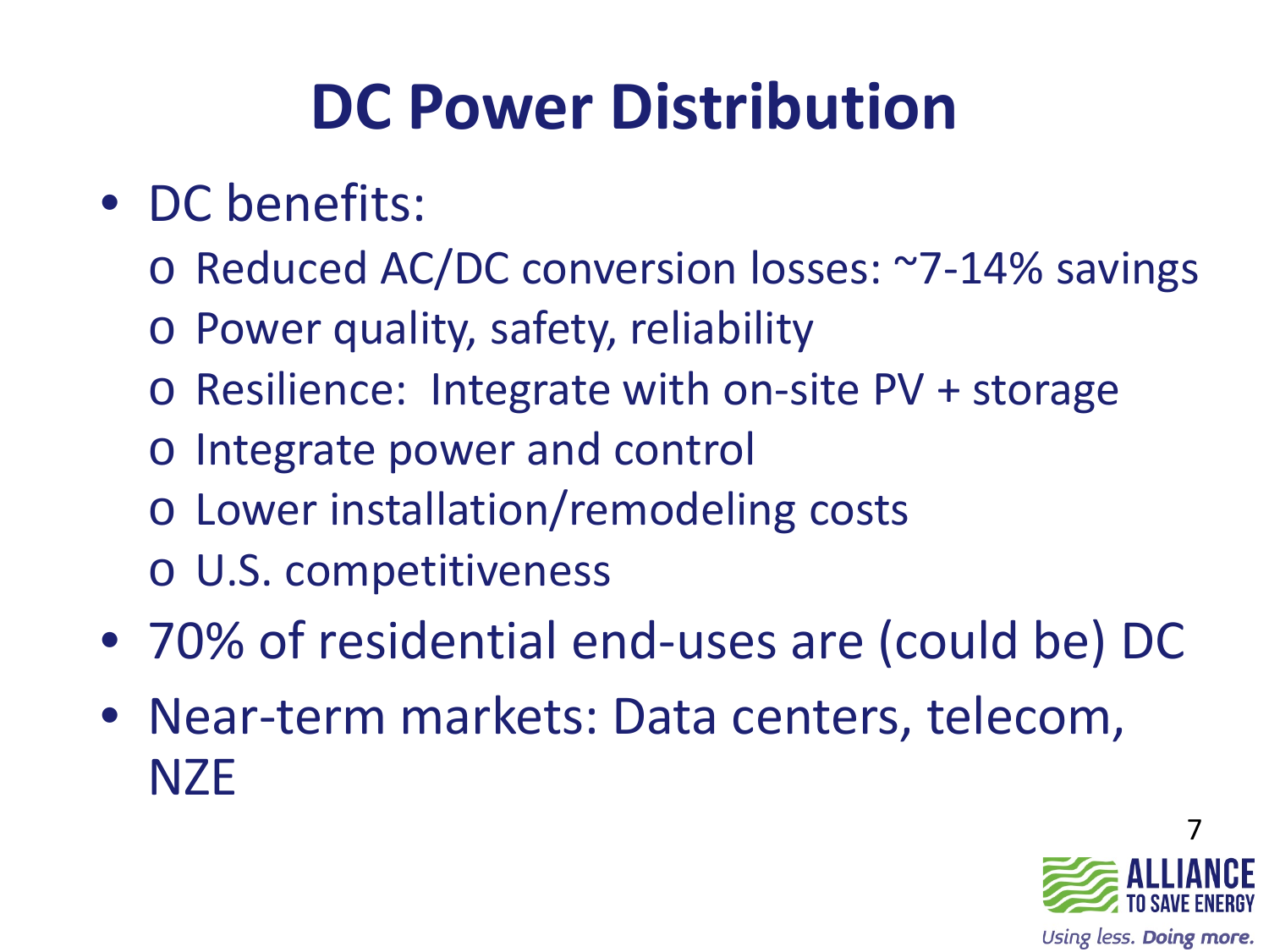# DC Power Distribution

- DC benefits:
  - Reduced AC/DC conversion losses: ~7-14% savings
  - Power quality, safety, reliability
  - Resilience: Integrate with on-site PV + storage
  - Integrate power and control
  - Lower installation/remodeling costs
  - U.S. competitiveness
- 70% of residential end-uses are (could be) DC
- Near-term markets: Data centers, telecom, NZE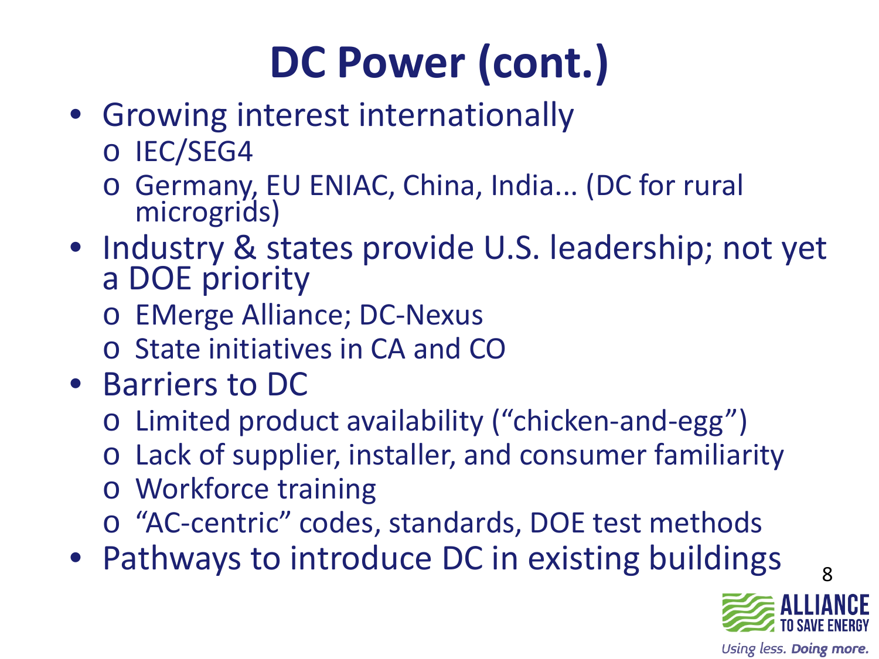# DC Power (cont.)

- Growing interest internationally
  - IEC/SEG4
  - Germany, EU ENIAC, China, India... (DC for rural microgrids)
- Industry & states provide U.S. leadership; not yet a DOE priority
  - EMerge Alliance; DC-Nexus
  - State initiatives in CA and CO
- Barriers to DC
  - Limited product availability ("chicken-and-egg")
  - Lack of supplier, installer, and consumer familiarity
  - Workforce training
  - "AC-centric" codes, standards, DOE test methods
- Pathways to introduce DC in existing buildings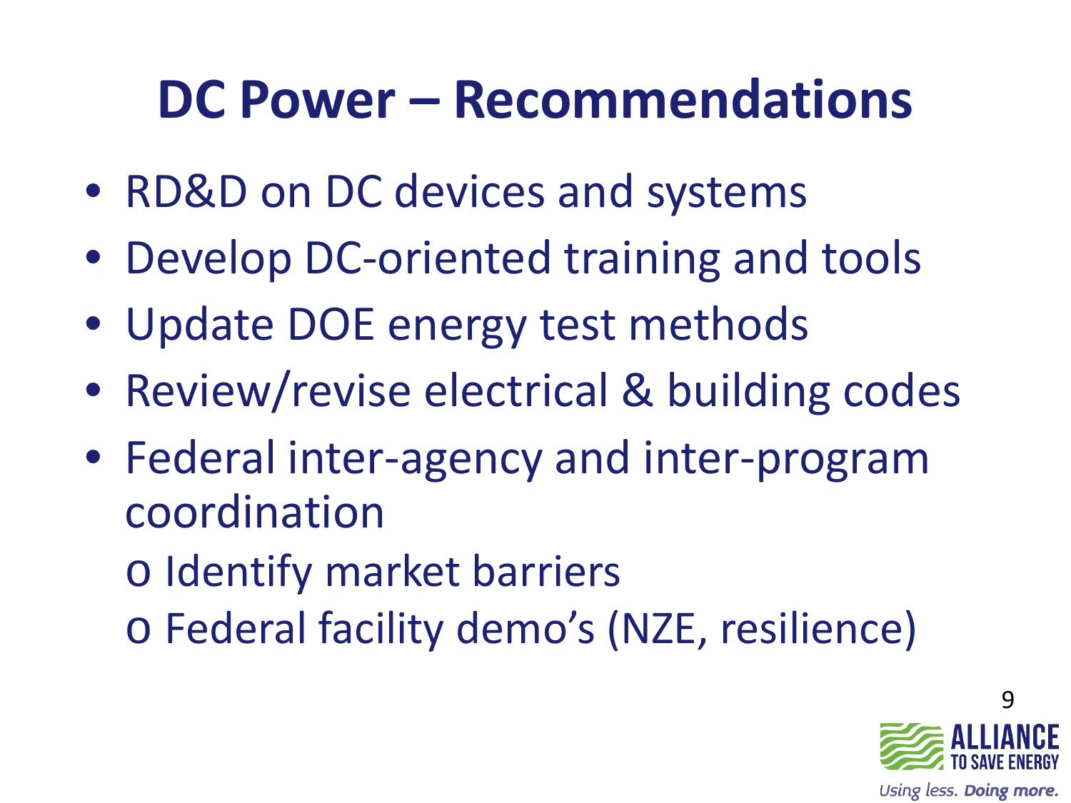# DC Power – Recommendations

- RD&D on DC devices and systems
- Develop DC-oriented training and tools
- Update DOE energy test methods
- Review/revise electrical & building codes
- Federal inter-agency and inter-program coordination
  - Identify market barriers
  - Federal facility demo's (NZE, resilience)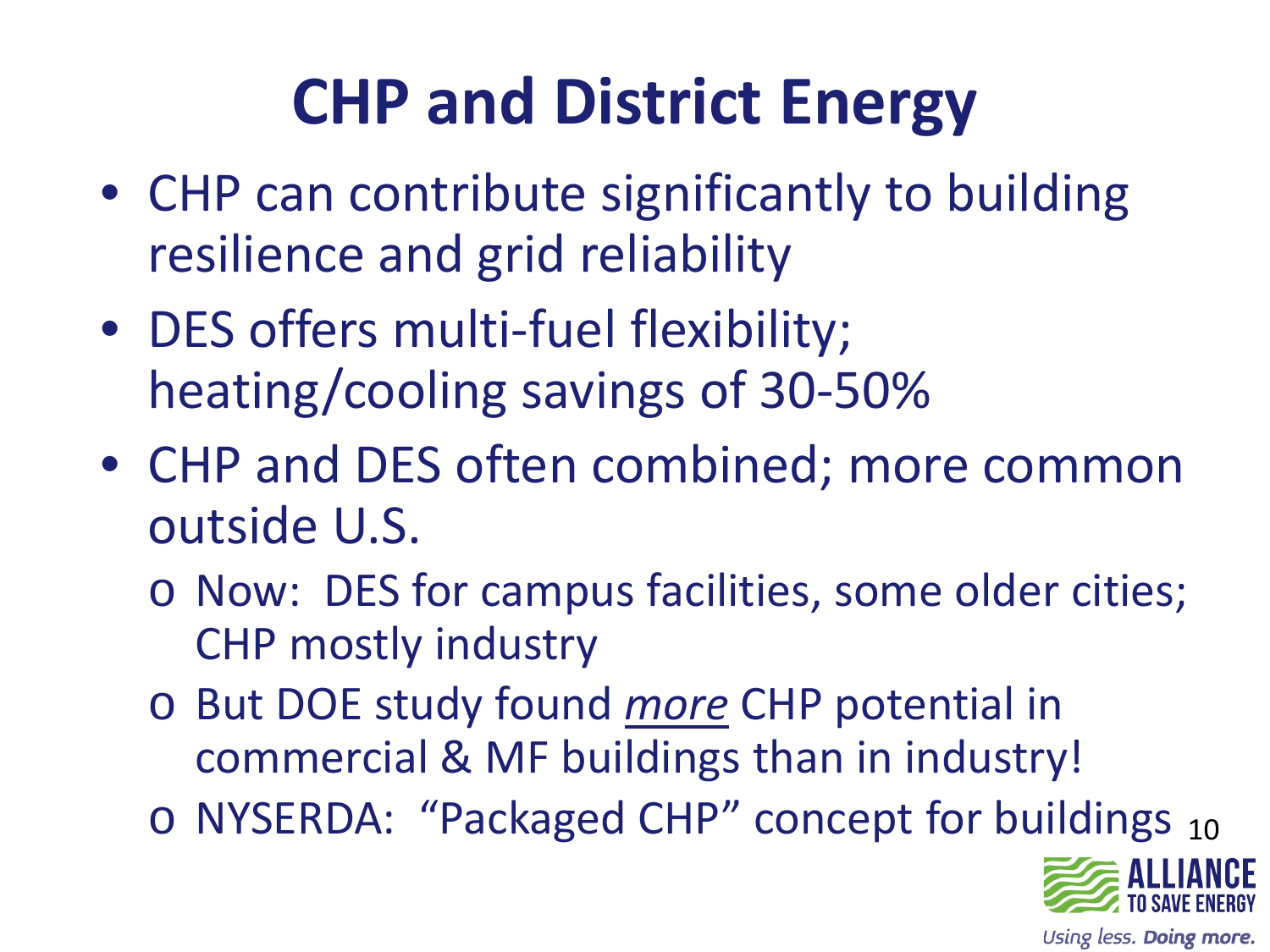# CHP and District Energy

- CHP can contribute significantly to building resilience and grid reliability
- DES offers multi-fuel flexibility; heating/cooling savings of 30-50%
- CHP and DES often combined; more common outside U.S.
  - Now: DES for campus facilities, some older cities; CHP mostly industry
  - But DOE study found ***more*** CHP potential in commercial & MF buildings than in industry!
  - NYSERDA: "Packaged CHP" concept for buildings

ALLIANCE TO SAVE ENERGY

*Using less. **Doing more.***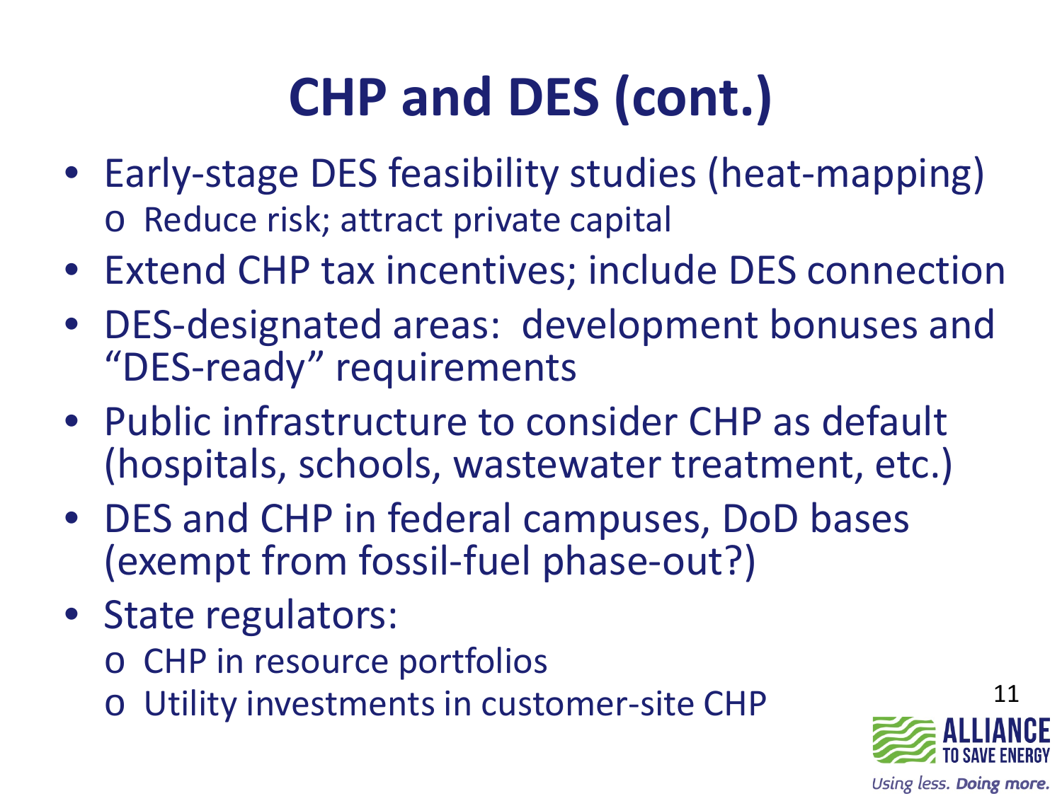# CHP and DES (cont.)

- Early-stage DES feasibility studies (heat-mapping)
  - Reduce risk; attract private capital
- Extend CHP tax incentives; include DES connection
- DES-designated areas: development bonuses and "DES-ready" requirements
- Public infrastructure to consider CHP as default (hospitals, schools, wastewater treatment, etc.)
- DES and CHP in federal campuses, DoD bases (exempt from fossil-fuel phase-out?)
- State regulators:
  - CHP in resource portfolios
  - Utility investments in customer-site CHP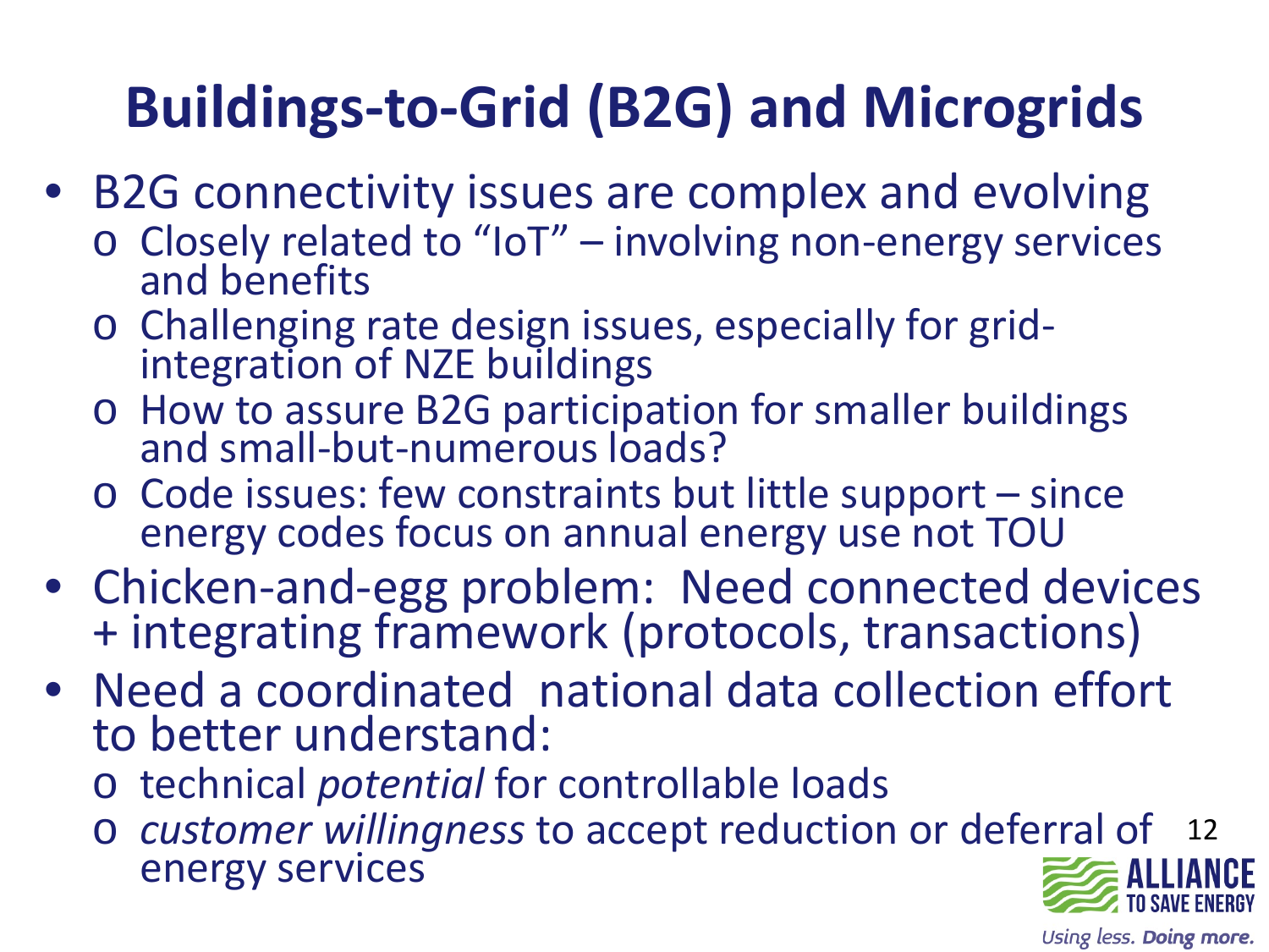# Buildings-to-Grid (B2G) and Microgrids

- B2G connectivity issues are complex and evolving
  - Closely related to "IoT" – involving non-energy services and benefits
  - Challenging rate design issues, especially for grid-integration of NZE buildings
  - How to assure B2G participation for smaller buildings and small-but-numerous loads?
  - Code issues: few constraints but little support – since energy codes focus on annual energy use not TOU
- Chicken-and-egg problem: Need connected devices + integrating framework (protocols, transactions)
- Need a coordinated national data collection effort to better understand:
  - technical *potential* for controllable loads
  - *customer willingness* to accept reduction or deferral of energy services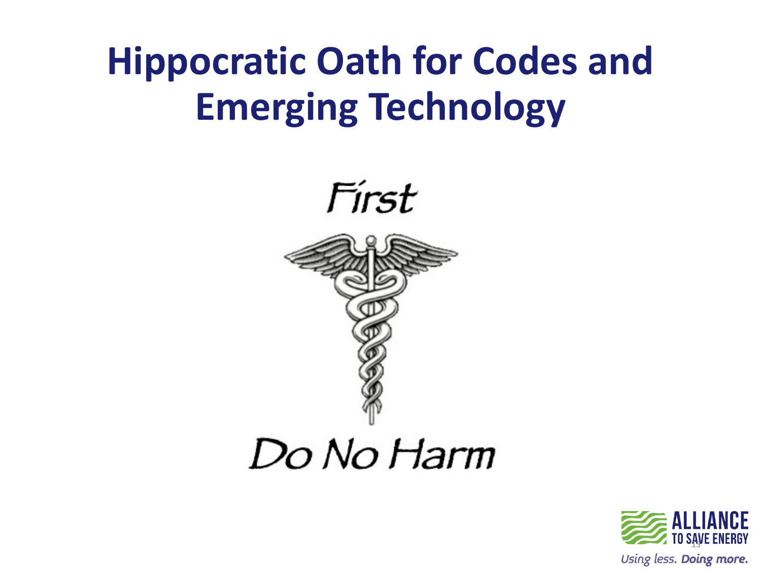# Hippocratic Oath for Codes and Emerging Technology

*First*

*Do No Harm*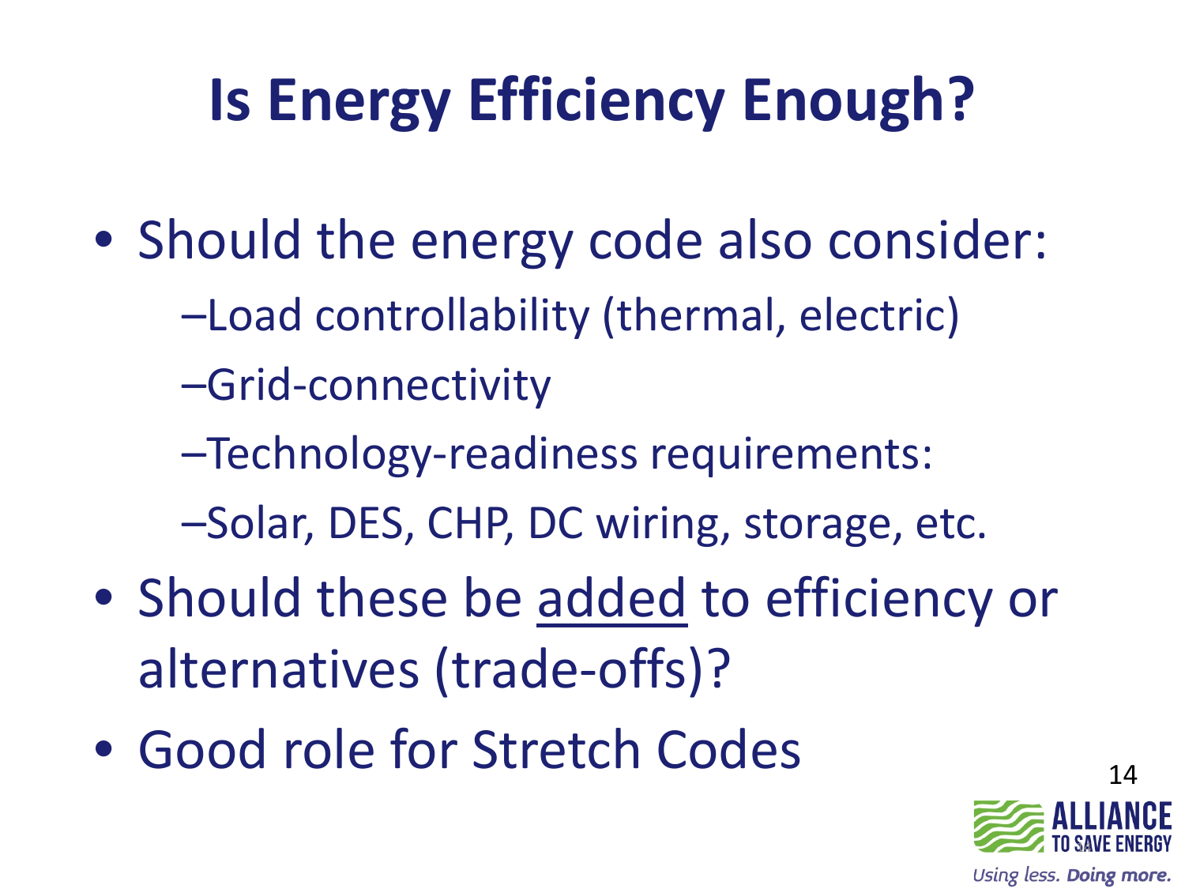# Is Energy Efficiency Enough?

- Should the energy code also consider:
  - –Load controllability (thermal, electric)
  - –Grid-connectivity
  - –Technology-readiness requirements:
  - –Solar, DES, CHP, DC wiring, storage, etc.
- Should these be <u>added</u> to efficiency or alternatives (trade-offs)?
- Good role for Stretch Codes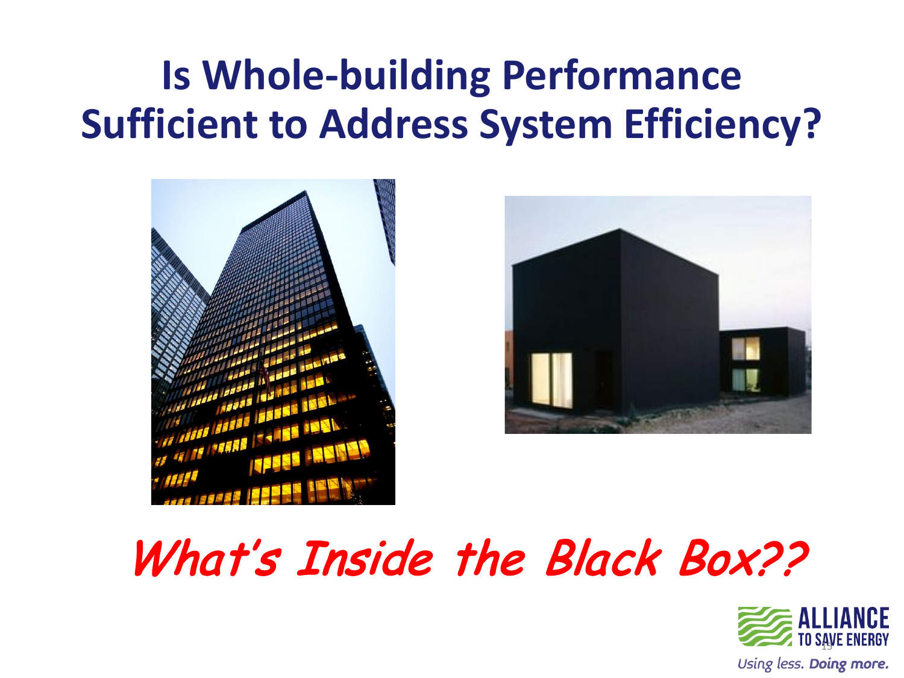# Is Whole-building Performance Sufficient to Address System Efficiency?

***What's Inside the Black Box??***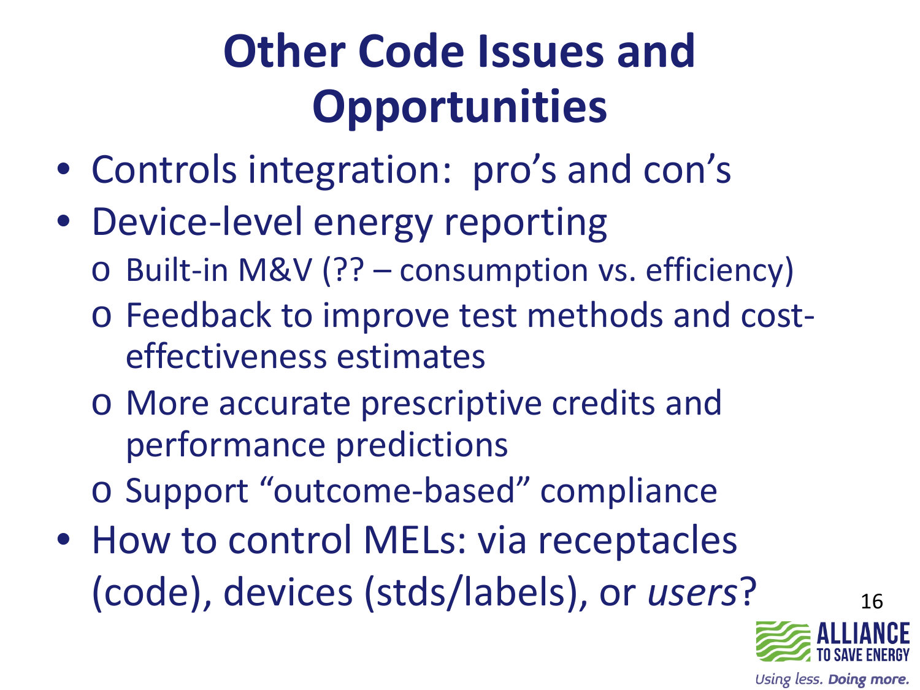# Other Code Issues and Opportunities

- Controls integration: pro's and con's
- Device-level energy reporting
  - Built-in M&V (?? – consumption vs. efficiency)
  - Feedback to improve test methods and cost-effectiveness estimates
  - More accurate prescriptive credits and performance predictions
  - Support "outcome-based" compliance
- How to control MELs: via receptacles (code), devices (stds/labels), or *users*?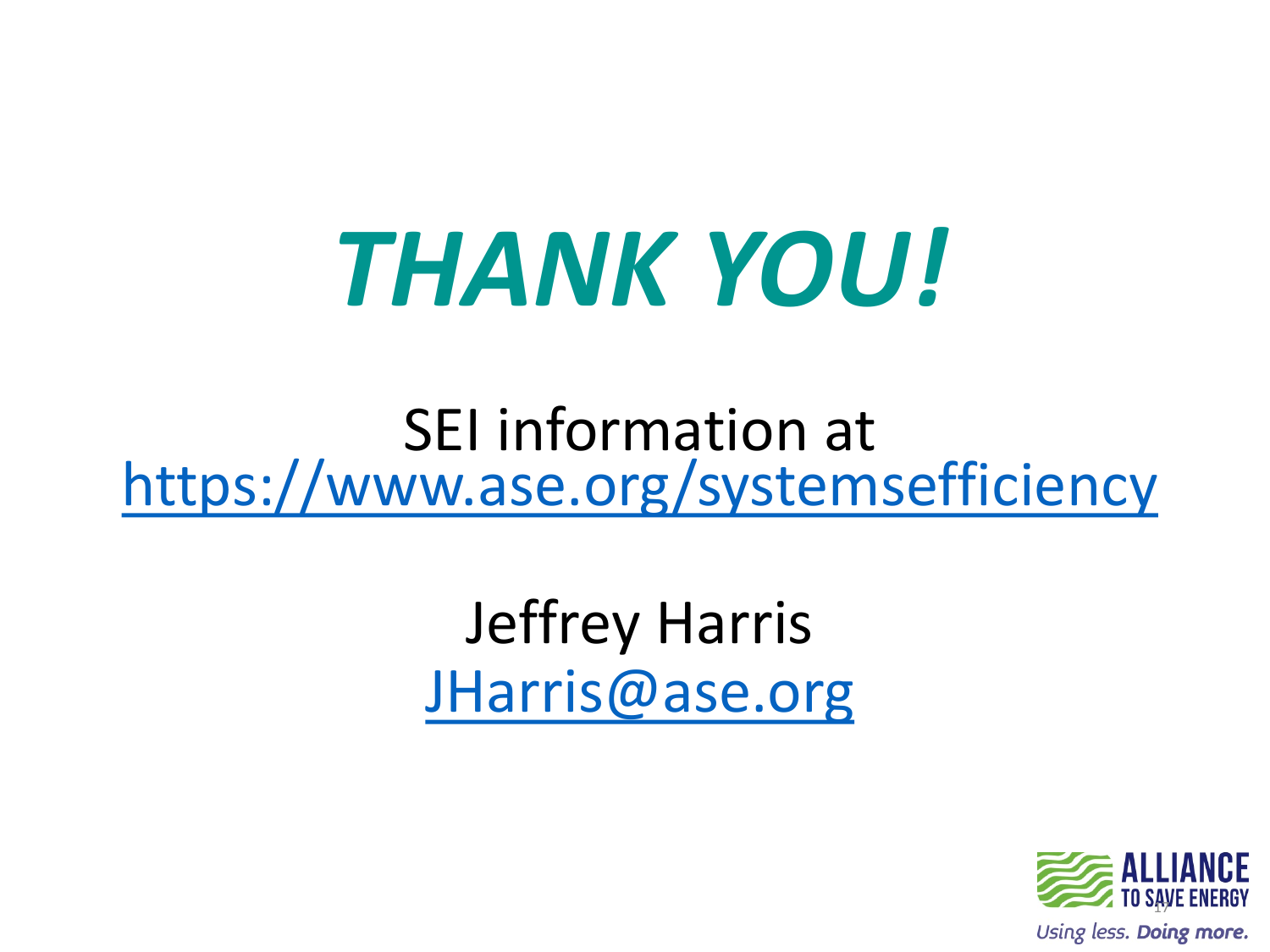# *THANK YOU!*

SEI information at
https://www.ase.org/systemsefficiency

Jeffrey Harris
JHarris@ase.org

ALLIANCE TO SAVE ENERGY
*Using less. **Doing more.***